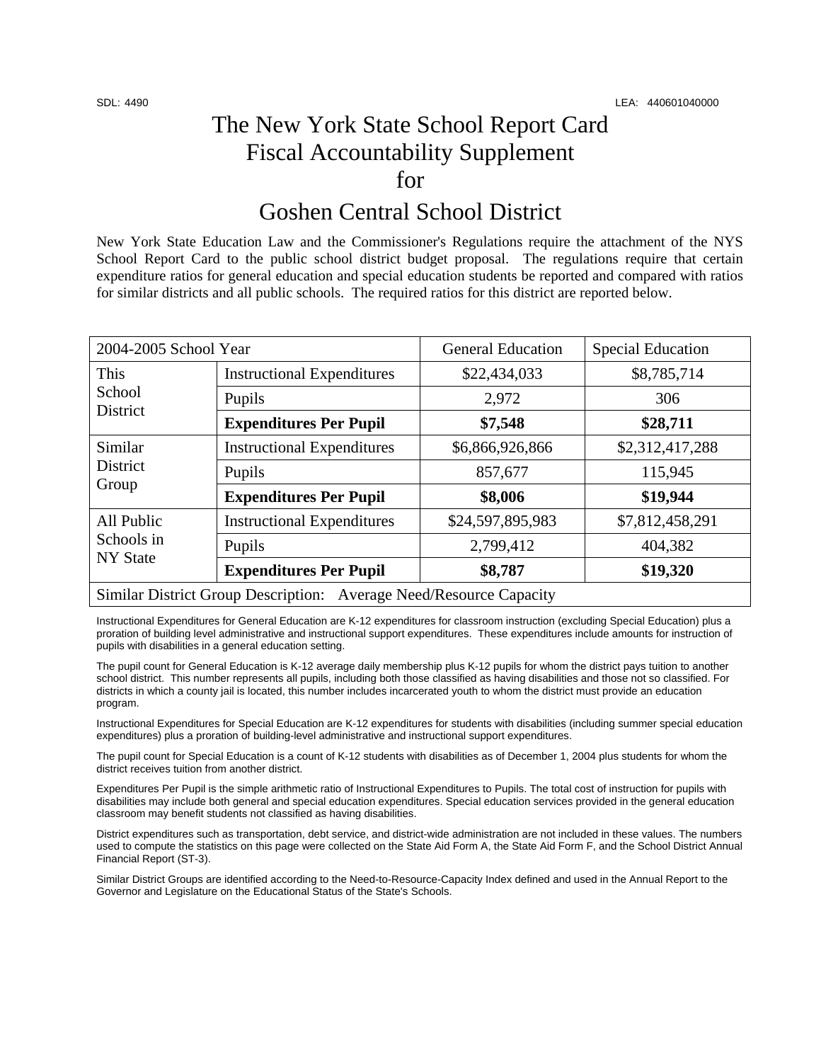SDL: 4490 LEA: 440601040000

# The New York State School Report Card Fiscal Accountability Supplement for

# Goshen Central School District

New York State Education Law and the Commissioner's Regulations require the attachment of the NYS School Report Card to the public school district budget proposal. The regulations require that certain expenditure ratios for general education and special education students be reported and compared with ratios for similar districts and all public schools. The required ratios for this district are reported below.

| 2004-2005 School Year | | General Education | Special Education |
|---|---|---|---|
| This School District | Instructional Expenditures | $22,434,033 | $8,785,714 |
| | Pupils | 2,972 | 306 |
| | **Expenditures Per Pupil** | **$7,548** | **$28,711** |
| Similar District Group | Instructional Expenditures | $6,866,926,866 | $2,312,417,288 |
| | Pupils | 857,677 | 115,945 |
| | **Expenditures Per Pupil** | **$8,006** | **$19,944** |
| All Public Schools in NY State | Instructional Expenditures | $24,597,895,983 | $7,812,458,291 |
| | Pupils | 2,799,412 | 404,382 |
| | **Expenditures Per Pupil** | **$8,787** | **$19,320** |
| Similar District Group Description: Average Need/Resource Capacity | | | |

Instructional Expenditures for General Education are K-12 expenditures for classroom instruction (excluding Special Education) plus a proration of building level administrative and instructional support expenditures. These expenditures include amounts for instruction of pupils with disabilities in a general education setting.

The pupil count for General Education is K-12 average daily membership plus K-12 pupils for whom the district pays tuition to another school district. This number represents all pupils, including both those classified as having disabilities and those not so classified. For districts in which a county jail is located, this number includes incarcerated youth to whom the district must provide an education program.

Instructional Expenditures for Special Education are K-12 expenditures for students with disabilities (including summer special education expenditures) plus a proration of building-level administrative and instructional support expenditures.

The pupil count for Special Education is a count of K-12 students with disabilities as of December 1, 2004 plus students for whom the district receives tuition from another district.

Expenditures Per Pupil is the simple arithmetic ratio of Instructional Expenditures to Pupils. The total cost of instruction for pupils with disabilities may include both general and special education expenditures. Special education services provided in the general education classroom may benefit students not classified as having disabilities.

District expenditures such as transportation, debt service, and district-wide administration are not included in these values. The numbers used to compute the statistics on this page were collected on the State Aid Form A, the State Aid Form F, and the School District Annual Financial Report (ST-3).

Similar District Groups are identified according to the Need-to-Resource-Capacity Index defined and used in the Annual Report to the Governor and Legislature on the Educational Status of the State's Schools.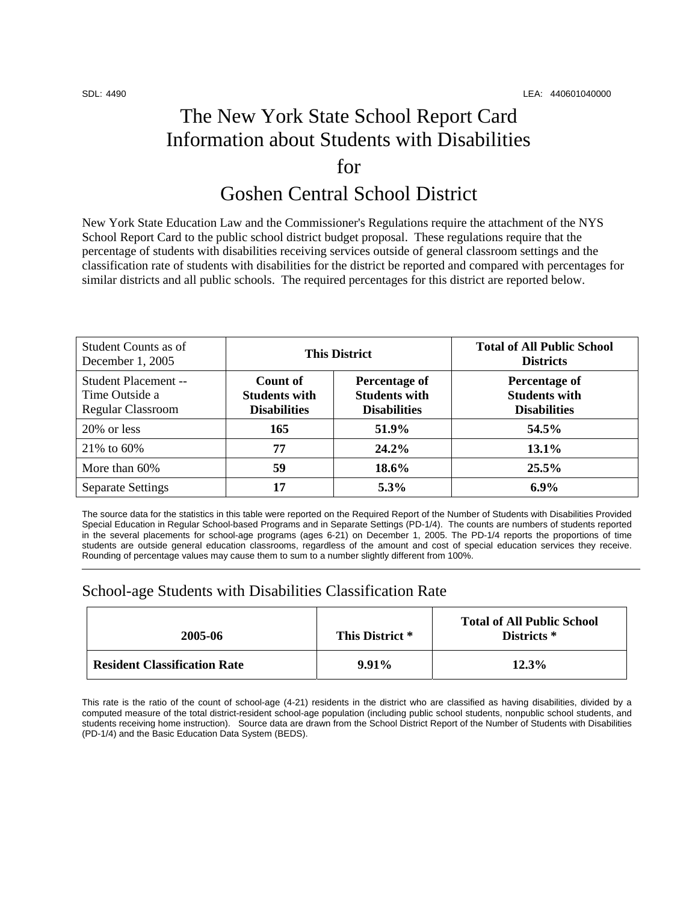SDL: 4490 LEA: 440601040000

# The New York State School Report Card Information about Students with Disabilities for Goshen Central School District

New York State Education Law and the Commissioner's Regulations require the attachment of the NYS School Report Card to the public school district budget proposal. These regulations require that the percentage of students with disabilities receiving services outside of general classroom settings and the classification rate of students with disabilities for the district be reported and compared with percentages for similar districts and all public schools. The required percentages for this district are reported below.

| Student Counts as of December 1, 2005 | **This District** | | **Total of All Public School Districts** |
|---|---|---|---|
| Student Placement -- Time Outside a Regular Classroom | **Count of Students with Disabilities** | **Percentage of Students with Disabilities** | **Percentage of Students with Disabilities** |
| 20% or less | **165** | **51.9%** | **54.5%** |
| 21% to 60% | **77** | **24.2%** | **13.1%** |
| More than 60% | **59** | **18.6%** | **25.5%** |
| Separate Settings | **17** | **5.3%** | **6.9%** |

The source data for the statistics in this table were reported on the Required Report of the Number of Students with Disabilities Provided Special Education in Regular School-based Programs and in Separate Settings (PD-1/4). The counts are numbers of students reported in the several placements for school-age programs (ages 6-21) on December 1, 2005. The PD-1/4 reports the proportions of time students are outside general education classrooms, regardless of the amount and cost of special education services they receive. Rounding of percentage values may cause them to sum to a number slightly different from 100%.

## School-age Students with Disabilities Classification Rate

| **2005-06** | **This District *** | **Total of All Public School Districts *** |
|---|---|---|
| **Resident Classification Rate** | **9.91%** | **12.3%** |

This rate is the ratio of the count of school-age (4-21) residents in the district who are classified as having disabilities, divided by a computed measure of the total district-resident school-age population (including public school students, nonpublic school students, and students receiving home instruction). Source data are drawn from the School District Report of the Number of Students with Disabilities (PD-1/4) and the Basic Education Data System (BEDS).